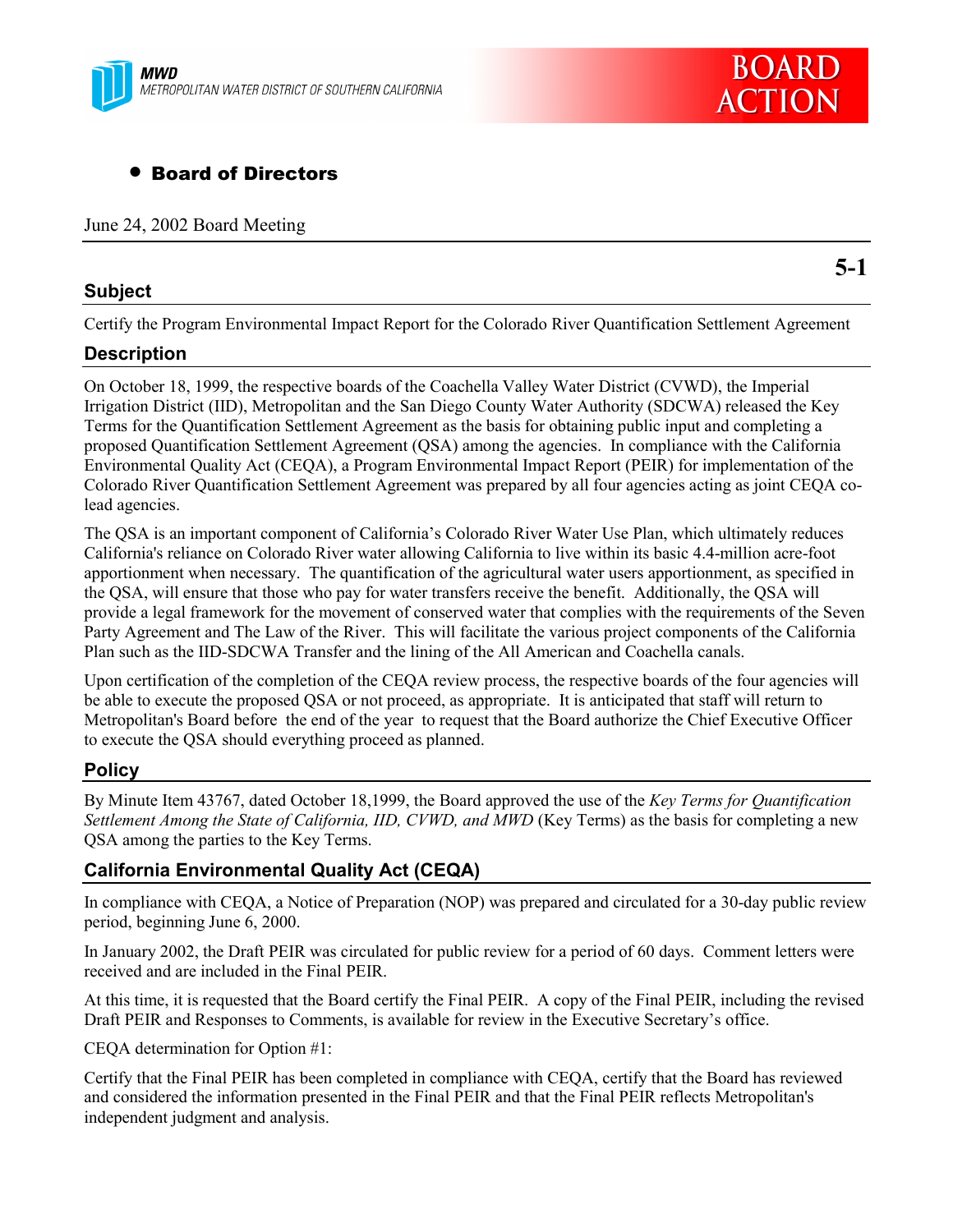MWD
METROPOLITAN WATER DISTRICT OF SOUTHERN CALIFORNIA

BOARD ACTION

- **Board of Directors**

June 24, 2002 Board Meeting

**5-1**

## Subject

Certify the Program Environmental Impact Report for the Colorado River Quantification Settlement Agreement

## Description

On October 18, 1999, the respective boards of the Coachella Valley Water District (CVWD), the Imperial Irrigation District (IID), Metropolitan and the San Diego County Water Authority (SDCWA) released the Key Terms for the Quantification Settlement Agreement as the basis for obtaining public input and completing a proposed Quantification Settlement Agreement (QSA) among the agencies. In compliance with the California Environmental Quality Act (CEQA), a Program Environmental Impact Report (PEIR) for implementation of the Colorado River Quantification Settlement Agreement was prepared by all four agencies acting as joint CEQA co-lead agencies.

The QSA is an important component of California's Colorado River Water Use Plan, which ultimately reduces California's reliance on Colorado River water allowing California to live within its basic 4.4-million acre-foot apportionment when necessary. The quantification of the agricultural water users apportionment, as specified in the QSA, will ensure that those who pay for water transfers receive the benefit. Additionally, the QSA will provide a legal framework for the movement of conserved water that complies with the requirements of the Seven Party Agreement and The Law of the River. This will facilitate the various project components of the California Plan such as the IID-SDCWA Transfer and the lining of the All American and Coachella canals.

Upon certification of the completion of the CEQA review process, the respective boards of the four agencies will be able to execute the proposed QSA or not proceed, as appropriate. It is anticipated that staff will return to Metropolitan's Board before the end of the year to request that the Board authorize the Chief Executive Officer to execute the QSA should everything proceed as planned.

## Policy

By Minute Item 43767, dated October 18,1999, the Board approved the use of the *Key Terms for Quantification Settlement Among the State of California, IID, CVWD, and MWD* (Key Terms) as the basis for completing a new QSA among the parties to the Key Terms.

## California Environmental Quality Act (CEQA)

In compliance with CEQA, a Notice of Preparation (NOP) was prepared and circulated for a 30-day public review period, beginning June 6, 2000.

In January 2002, the Draft PEIR was circulated for public review for a period of 60 days. Comment letters were received and are included in the Final PEIR.

At this time, it is requested that the Board certify the Final PEIR. A copy of the Final PEIR, including the revised Draft PEIR and Responses to Comments, is available for review in the Executive Secretary's office.

CEQA determination for Option #1:

Certify that the Final PEIR has been completed in compliance with CEQA, certify that the Board has reviewed and considered the information presented in the Final PEIR and that the Final PEIR reflects Metropolitan's independent judgment and analysis.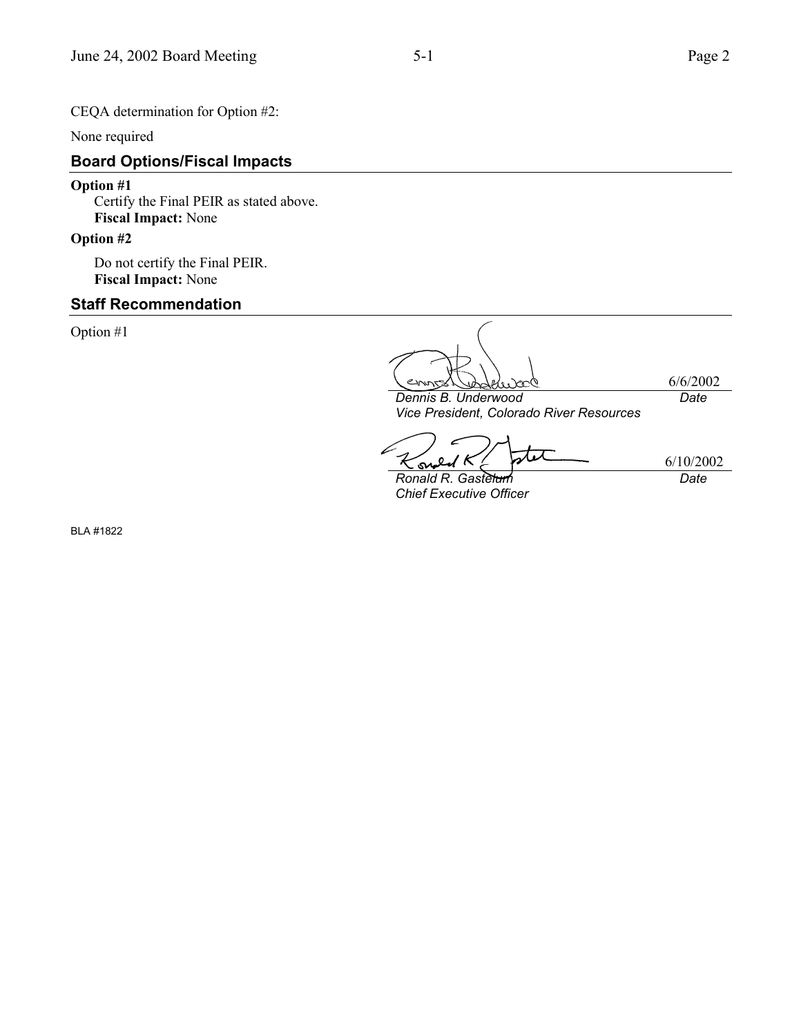CEQA determination for Option #2:

None required

## Board Options/Fiscal Impacts

**Option #1**

Certify the Final PEIR as stated above.
**Fiscal Impact:** None

**Option #2**

Do not certify the Final PEIR.
**Fiscal Impact:** None

## Staff Recommendation

Option #1

6/6/2002

*Dennis B. Underwood* — *Date*
*Vice President, Colorado River Resources*

6/10/2002

*Ronald R. Gastelum* — *Date*
*Chief Executive Officer*

BLA #1822